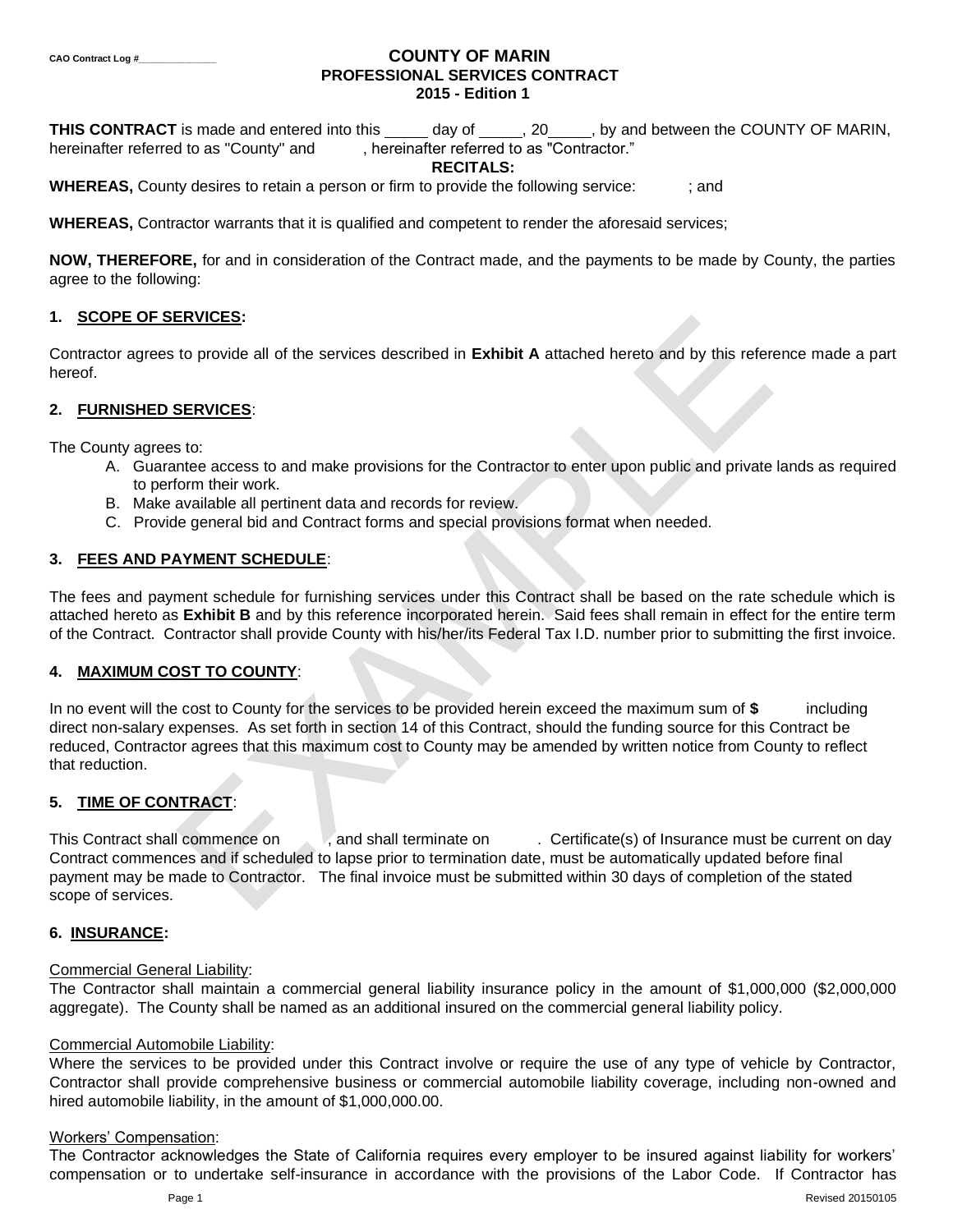CAO Contract Log #______________

# COUNTY OF MARIN
## PROFESSIONAL SERVICES CONTRACT
## 2015 - Edition 1

**THIS CONTRACT** is made and entered into this _____ day of _____, 20_____, by and between the COUNTY OF MARIN, hereinafter referred to as "County" and , hereinafter referred to as "Contractor."

**RECITALS:**

**WHEREAS,** County desires to retain a person or firm to provide the following service: ; and

**WHEREAS,** Contractor warrants that it is qualified and competent to render the aforesaid services;

**NOW, THEREFORE,** for and in consideration of the Contract made, and the payments to be made by County, the parties agree to the following:

### 1. SCOPE OF SERVICES:

Contractor agrees to provide all of the services described in **Exhibit A** attached hereto and by this reference made a part hereof.

### 2. FURNISHED SERVICES:

The County agrees to:

A. Guarantee access to and make provisions for the Contractor to enter upon public and private lands as required to perform their work.
B. Make available all pertinent data and records for review.
C. Provide general bid and Contract forms and special provisions format when needed.

### 3. FEES AND PAYMENT SCHEDULE:

The fees and payment schedule for furnishing services under this Contract shall be based on the rate schedule which is attached hereto as **Exhibit B** and by this reference incorporated herein. Said fees shall remain in effect for the entire term of the Contract. Contractor shall provide County with his/her/its Federal Tax I.D. number prior to submitting the first invoice.

### 4. MAXIMUM COST TO COUNTY:

In no event will the cost to County for the services to be provided herein exceed the maximum sum of **$** including direct non-salary expenses. As set forth in section 14 of this Contract, should the funding source for this Contract be reduced, Contractor agrees that this maximum cost to County may be amended by written notice from County to reflect that reduction.

### 5. TIME OF CONTRACT:

This Contract shall commence on , and shall terminate on . Certificate(s) of Insurance must be current on day Contract commences and if scheduled to lapse prior to termination date, must be automatically updated before final payment may be made to Contractor. The final invoice must be submitted within 30 days of completion of the stated scope of services.

### 6. INSURANCE:

Commercial General Liability:
The Contractor shall maintain a commercial general liability insurance policy in the amount of $1,000,000 ($2,000,000 aggregate). The County shall be named as an additional insured on the commercial general liability policy.

Commercial Automobile Liability:
Where the services to be provided under this Contract involve or require the use of any type of vehicle by Contractor, Contractor shall provide comprehensive business or commercial automobile liability coverage, including non-owned and hired automobile liability, in the amount of $1,000,000.00.

Workers' Compensation:
The Contractor acknowledges the State of California requires every employer to be insured against liability for workers' compensation or to undertake self-insurance in accordance with the provisions of the Labor Code. If Contractor has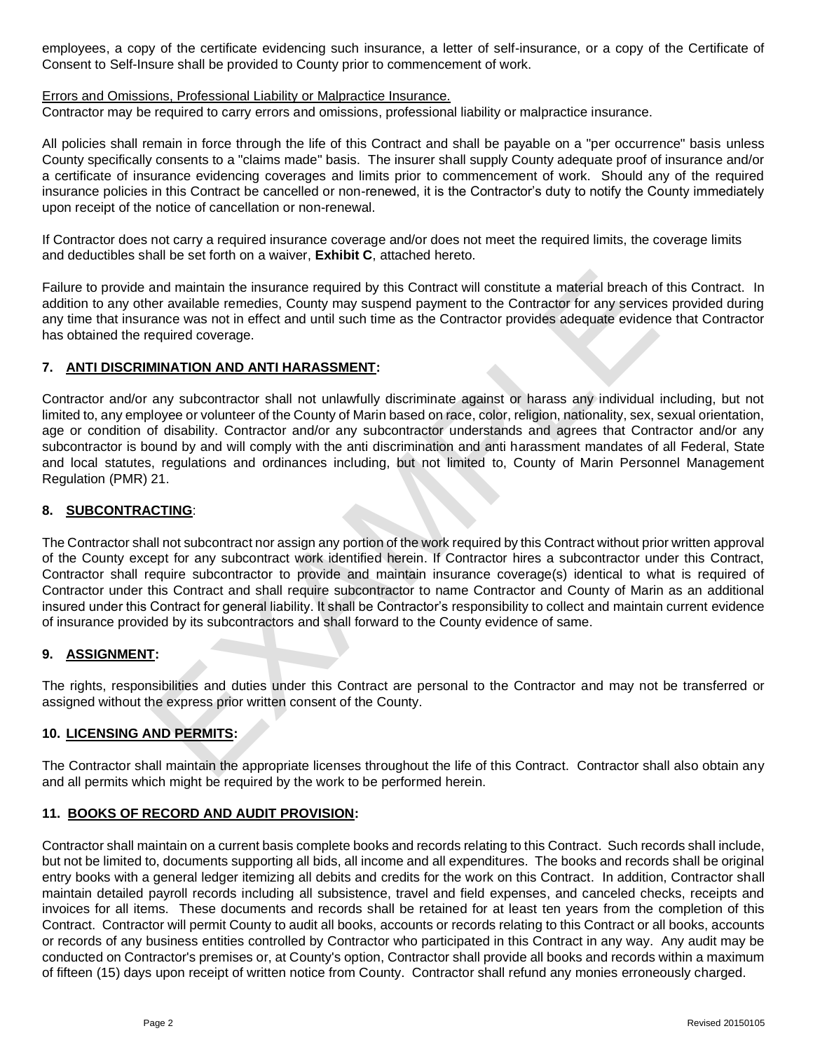employees, a copy of the certificate evidencing such insurance, a letter of self-insurance, or a copy of the Certificate of Consent to Self-Insure shall be provided to County prior to commencement of work.

Errors and Omissions, Professional Liability or Malpractice Insurance.
Contractor may be required to carry errors and omissions, professional liability or malpractice insurance.

All policies shall remain in force through the life of this Contract and shall be payable on a "per occurrence" basis unless County specifically consents to a "claims made" basis. The insurer shall supply County adequate proof of insurance and/or a certificate of insurance evidencing coverages and limits prior to commencement of work. Should any of the required insurance policies in this Contract be cancelled or non-renewed, it is the Contractor's duty to notify the County immediately upon receipt of the notice of cancellation or non-renewal.

If Contractor does not carry a required insurance coverage and/or does not meet the required limits, the coverage limits and deductibles shall be set forth on a waiver, **Exhibit C**, attached hereto.

Failure to provide and maintain the insurance required by this Contract will constitute a material breach of this Contract. In addition to any other available remedies, County may suspend payment to the Contractor for any services provided during any time that insurance was not in effect and until such time as the Contractor provides adequate evidence that Contractor has obtained the required coverage.

## 7. ANTI DISCRIMINATION AND ANTI HARASSMENT:

Contractor and/or any subcontractor shall not unlawfully discriminate against or harass any individual including, but not limited to, any employee or volunteer of the County of Marin based on race, color, religion, nationality, sex, sexual orientation, age or condition of disability. Contractor and/or any subcontractor understands and agrees that Contractor and/or any subcontractor is bound by and will comply with the anti discrimination and anti harassment mandates of all Federal, State and local statutes, regulations and ordinances including, but not limited to, County of Marin Personnel Management Regulation (PMR) 21.

## 8. SUBCONTRACTING:

The Contractor shall not subcontract nor assign any portion of the work required by this Contract without prior written approval of the County except for any subcontract work identified herein. If Contractor hires a subcontractor under this Contract, Contractor shall require subcontractor to provide and maintain insurance coverage(s) identical to what is required of Contractor under this Contract and shall require subcontractor to name Contractor and County of Marin as an additional insured under this Contract for general liability. It shall be Contractor's responsibility to collect and maintain current evidence of insurance provided by its subcontractors and shall forward to the County evidence of same.

## 9. ASSIGNMENT:

The rights, responsibilities and duties under this Contract are personal to the Contractor and may not be transferred or assigned without the express prior written consent of the County.

## 10. LICENSING AND PERMITS:

The Contractor shall maintain the appropriate licenses throughout the life of this Contract. Contractor shall also obtain any and all permits which might be required by the work to be performed herein.

## 11. BOOKS OF RECORD AND AUDIT PROVISION:

Contractor shall maintain on a current basis complete books and records relating to this Contract. Such records shall include, but not be limited to, documents supporting all bids, all income and all expenditures. The books and records shall be original entry books with a general ledger itemizing all debits and credits for the work on this Contract. In addition, Contractor shall maintain detailed payroll records including all subsistence, travel and field expenses, and canceled checks, receipts and invoices for all items. These documents and records shall be retained for at least ten years from the completion of this Contract. Contractor will permit County to audit all books, accounts or records relating to this Contract or all books, accounts or records of any business entities controlled by Contractor who participated in this Contract in any way. Any audit may be conducted on Contractor's premises or, at County's option, Contractor shall provide all books and records within a maximum of fifteen (15) days upon receipt of written notice from County. Contractor shall refund any monies erroneously charged.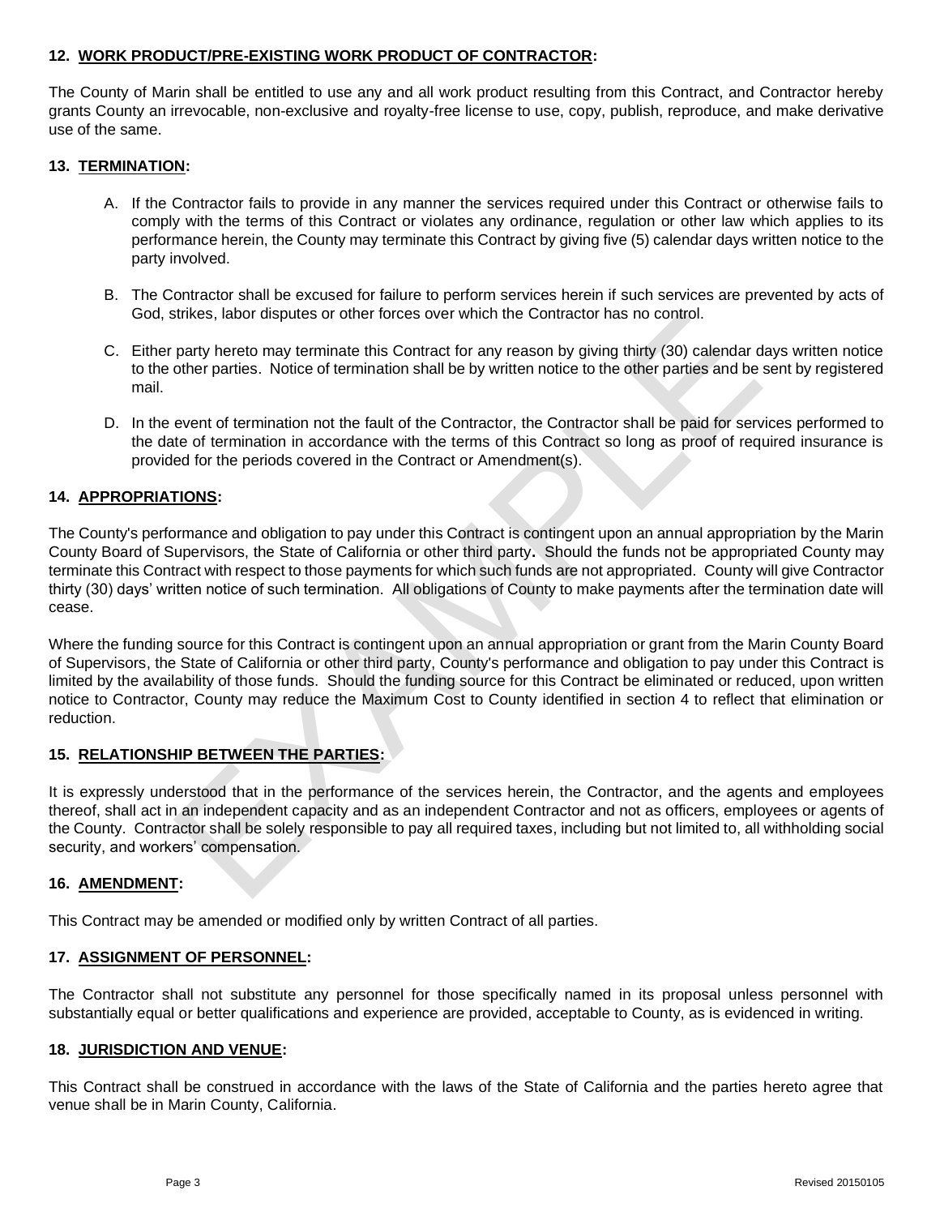### 12. WORK PRODUCT/PRE-EXISTING WORK PRODUCT OF CONTRACTOR:

The County of Marin shall be entitled to use any and all work product resulting from this Contract, and Contractor hereby grants County an irrevocable, non-exclusive and royalty-free license to use, copy, publish, reproduce, and make derivative use of the same.

### 13. TERMINATION:

A. If the Contractor fails to provide in any manner the services required under this Contract or otherwise fails to comply with the terms of this Contract or violates any ordinance, regulation or other law which applies to its performance herein, the County may terminate this Contract by giving five (5) calendar days written notice to the party involved.

B. The Contractor shall be excused for failure to perform services herein if such services are prevented by acts of God, strikes, labor disputes or other forces over which the Contractor has no control.

C. Either party hereto may terminate this Contract for any reason by giving thirty (30) calendar days written notice to the other parties. Notice of termination shall be by written notice to the other parties and be sent by registered mail.

D. In the event of termination not the fault of the Contractor, the Contractor shall be paid for services performed to the date of termination in accordance with the terms of this Contract so long as proof of required insurance is provided for the periods covered in the Contract or Amendment(s).

### 14. APPROPRIATIONS:

The County's performance and obligation to pay under this Contract is contingent upon an annual appropriation by the Marin County Board of Supervisors, the State of California or other third party. Should the funds not be appropriated County may terminate this Contract with respect to those payments for which such funds are not appropriated. County will give Contractor thirty (30) days' written notice of such termination. All obligations of County to make payments after the termination date will cease.

Where the funding source for this Contract is contingent upon an annual appropriation or grant from the Marin County Board of Supervisors, the State of California or other third party, County's performance and obligation to pay under this Contract is limited by the availability of those funds. Should the funding source for this Contract be eliminated or reduced, upon written notice to Contractor, County may reduce the Maximum Cost to County identified in section 4 to reflect that elimination or reduction.

### 15. RELATIONSHIP BETWEEN THE PARTIES:

It is expressly understood that in the performance of the services herein, the Contractor, and the agents and employees thereof, shall act in an independent capacity and as an independent Contractor and not as officers, employees or agents of the County. Contractor shall be solely responsible to pay all required taxes, including but not limited to, all withholding social security, and workers' compensation.

### 16. AMENDMENT:

This Contract may be amended or modified only by written Contract of all parties.

### 17. ASSIGNMENT OF PERSONNEL:

The Contractor shall not substitute any personnel for those specifically named in its proposal unless personnel with substantially equal or better qualifications and experience are provided, acceptable to County, as is evidenced in writing.

### 18. JURISDICTION AND VENUE:

This Contract shall be construed in accordance with the laws of the State of California and the parties hereto agree that venue shall be in Marin County, California.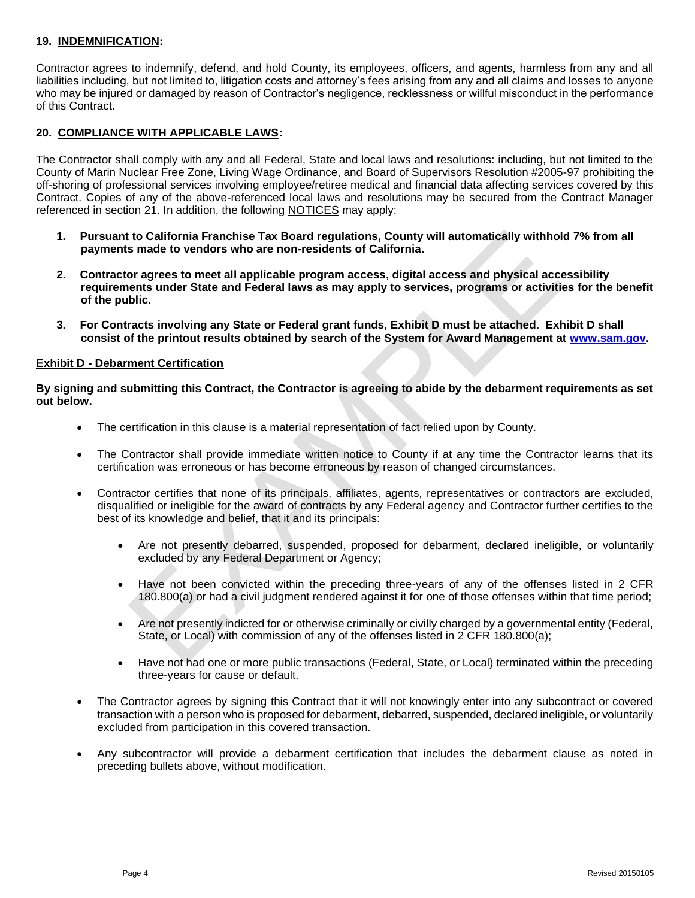### 19. INDEMNIFICATION:

Contractor agrees to indemnify, defend, and hold County, its employees, officers, and agents, harmless from any and all liabilities including, but not limited to, litigation costs and attorney's fees arising from any and all claims and losses to anyone who may be injured or damaged by reason of Contractor's negligence, recklessness or willful misconduct in the performance of this Contract.

### 20. COMPLIANCE WITH APPLICABLE LAWS:

The Contractor shall comply with any and all Federal, State and local laws and resolutions: including, but not limited to the County of Marin Nuclear Free Zone, Living Wage Ordinance, and Board of Supervisors Resolution #2005-97 prohibiting the off-shoring of professional services involving employee/retiree medical and financial data affecting services covered by this Contract. Copies of any of the above-referenced local laws and resolutions may be secured from the Contract Manager referenced in section 21. In addition, the following NOTICES may apply:

1. **Pursuant to California Franchise Tax Board regulations, County will automatically withhold 7% from all payments made to vendors who are non-residents of California.**

2. **Contractor agrees to meet all applicable program access, digital access and physical accessibility requirements under State and Federal laws as may apply to services, programs or activities for the benefit of the public.**

3. **For Contracts involving any State or Federal grant funds, Exhibit D must be attached. Exhibit D shall consist of the printout results obtained by search of the System for Award Management at www.sam.gov.**

**Exhibit D - Debarment Certification**

**By signing and submitting this Contract, the Contractor is agreeing to abide by the debarment requirements as set out below.**

- The certification in this clause is a material representation of fact relied upon by County.

- The Contractor shall provide immediate written notice to County if at any time the Contractor learns that its certification was erroneous or has become erroneous by reason of changed circumstances.

- Contractor certifies that none of its principals, affiliates, agents, representatives or contractors are excluded, disqualified or ineligible for the award of contracts by any Federal agency and Contractor further certifies to the best of its knowledge and belief, that it and its principals:

  - Are not presently debarred, suspended, proposed for debarment, declared ineligible, or voluntarily excluded by any Federal Department or Agency;

  - Have not been convicted within the preceding three-years of any of the offenses listed in 2 CFR 180.800(a) or had a civil judgment rendered against it for one of those offenses within that time period;

  - Are not presently indicted for or otherwise criminally or civilly charged by a governmental entity (Federal, State, or Local) with commission of any of the offenses listed in 2 CFR 180.800(a);

  - Have not had one or more public transactions (Federal, State, or Local) terminated within the preceding three-years for cause or default.

- The Contractor agrees by signing this Contract that it will not knowingly enter into any subcontract or covered transaction with a person who is proposed for debarment, debarred, suspended, declared ineligible, or voluntarily excluded from participation in this covered transaction.

- Any subcontractor will provide a debarment certification that includes the debarment clause as noted in preceding bullets above, without modification.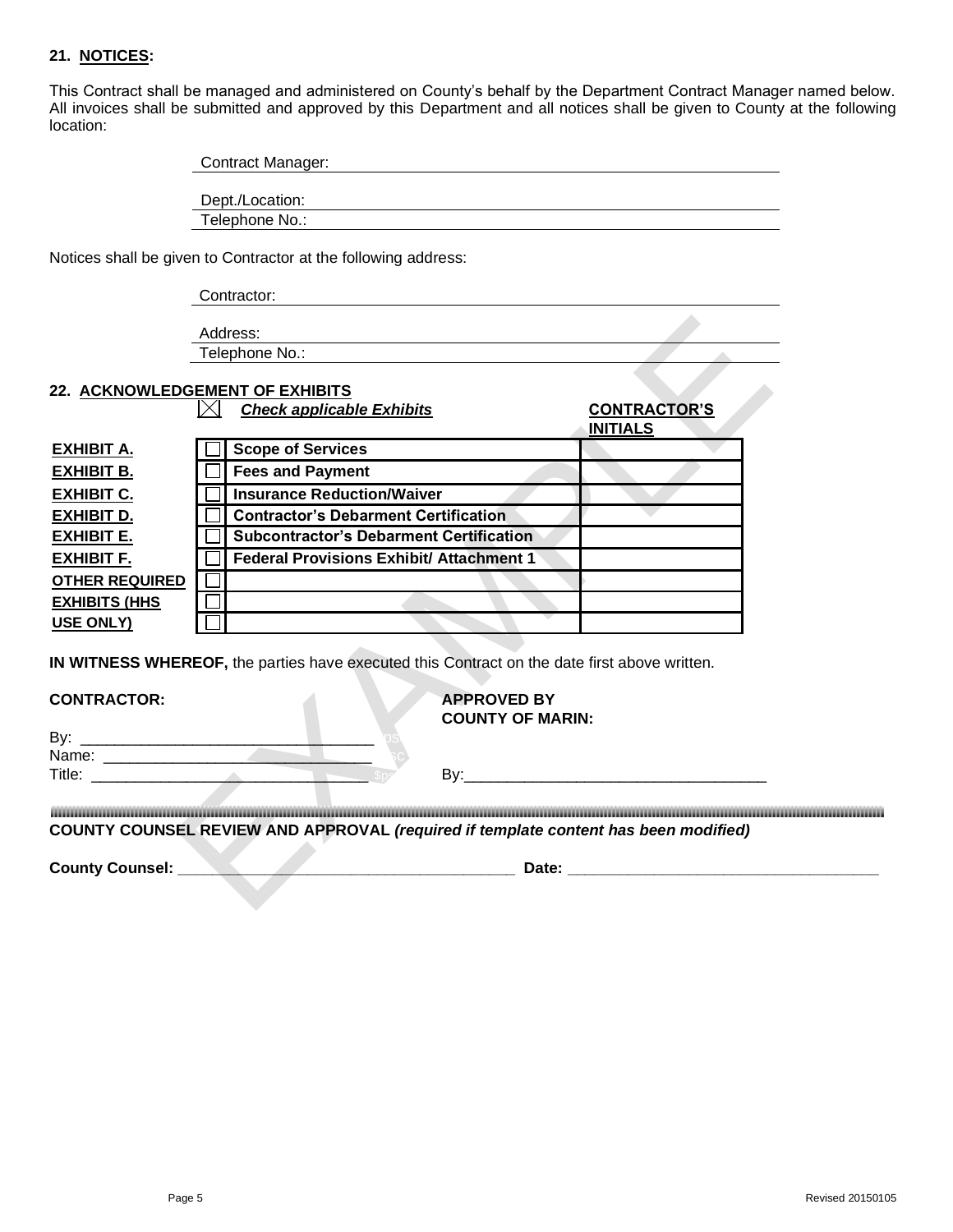**21. NOTICES:**

This Contract shall be managed and administered on County's behalf by the Department Contract Manager named below. All invoices shall be submitted and approved by this Department and all notices shall be given to County at the following location:

Contract Manager: ______________________________

Dept./Location: ______________________________

Telephone No.: ______________________________

Notices shall be given to Contractor at the following address:

Contractor: ______________________________

Address: ______________________________

Telephone No.: ______________________________

**22. ACKNOWLEDGEMENT OF EXHIBITS**

| | ☒ | ***Check applicable Exhibits*** | **CONTRACTOR'S INITIALS** |
|---|---|---|---|
| **EXHIBIT A.** | ☐ | **Scope of Services** | |
| **EXHIBIT B.** | ☐ | **Fees and Payment** | |
| **EXHIBIT C.** | ☐ | **Insurance Reduction/Waiver** | |
| **EXHIBIT D.** | ☐ | **Contractor's Debarment Certification** | |
| **EXHIBIT E.** | ☐ | **Subcontractor's Debarment Certification** | |
| **EXHIBIT F.** | ☐ | **Federal Provisions Exhibit/ Attachment 1** | |
| **OTHER REQUIRED** | ☐ | | |
| **EXHIBITS (HHS** | ☐ | | |
| **USE ONLY)** | ☐ | | |

**IN WITNESS WHEREOF,** the parties have executed this Contract on the date first above written.

**CONTRACTOR:**

By: ______________________________

Name: ______________________________

Title: ______________________________

**APPROVED BY COUNTY OF MARIN:**

By: ______________________________

**COUNTY COUNSEL REVIEW AND APPROVAL** ***(required if template content has been modified)***

**County Counsel:** ______________________________ **Date:** ______________________________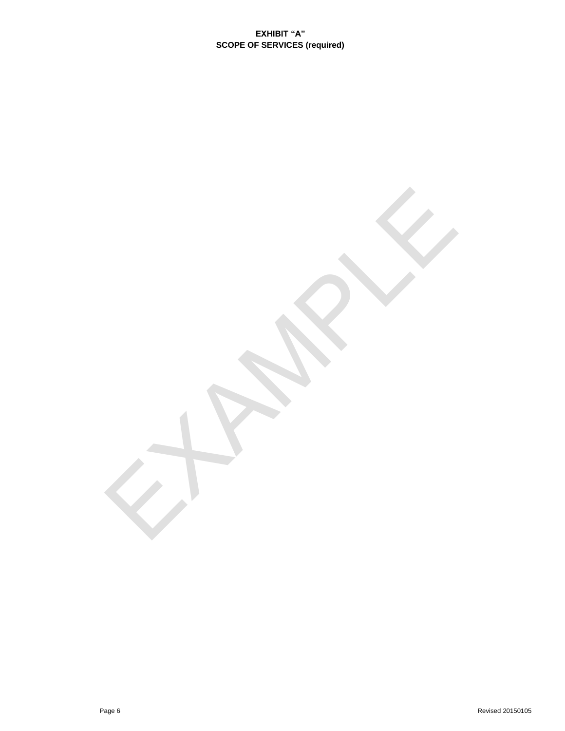**EXHIBIT "A"**
**SCOPE OF SERVICES (required)**

EXAMPLE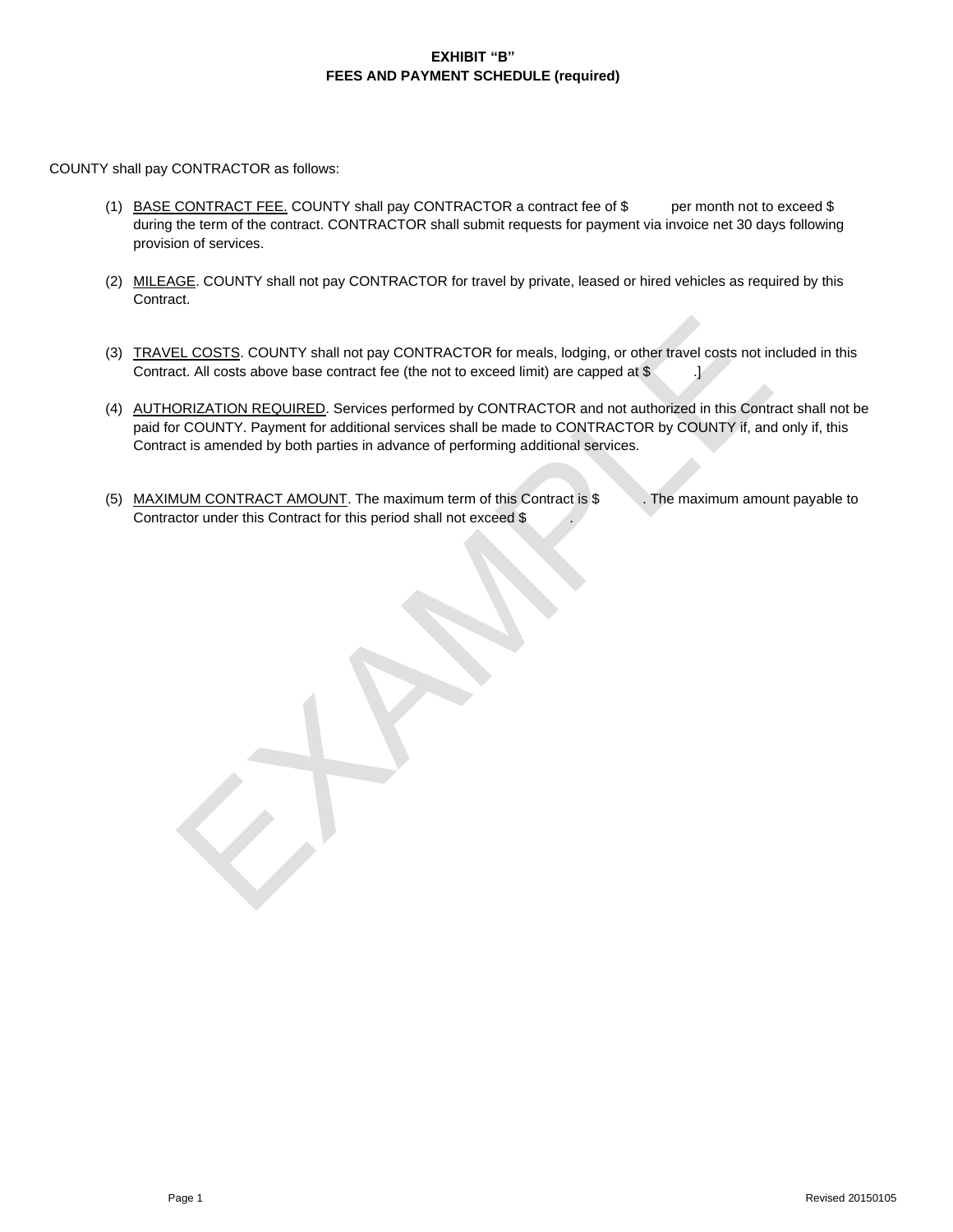# EXHIBIT "B"
## FEES AND PAYMENT SCHEDULE (required)

COUNTY shall pay CONTRACTOR as follows:

(1) <u>BASE CONTRACT FEE.</u> COUNTY shall pay CONTRACTOR a contract fee of $ per month not to exceed $ during the term of the contract. CONTRACTOR shall submit requests for payment via invoice net 30 days following provision of services.

(2) <u>MILEAGE</u>. COUNTY shall not pay CONTRACTOR for travel by private, leased or hired vehicles as required by this Contract.

(3) <u>TRAVEL COSTS</u>. COUNTY shall not pay CONTRACTOR for meals, lodging, or other travel costs not included in this Contract. All costs above base contract fee (the not to exceed limit) are capped at $ .]

(4) <u>AUTHORIZATION REQUIRED</u>. Services performed by CONTRACTOR and not authorized in this Contract shall not be paid for COUNTY. Payment for additional services shall be made to CONTRACTOR by COUNTY if, and only if, this Contract is amended by both parties in advance of performing additional services.

(5) <u>MAXIMUM CONTRACT AMOUNT</u>. The maximum term of this Contract is $ . The maximum amount payable to Contractor under this Contract for this period shall not exceed $ .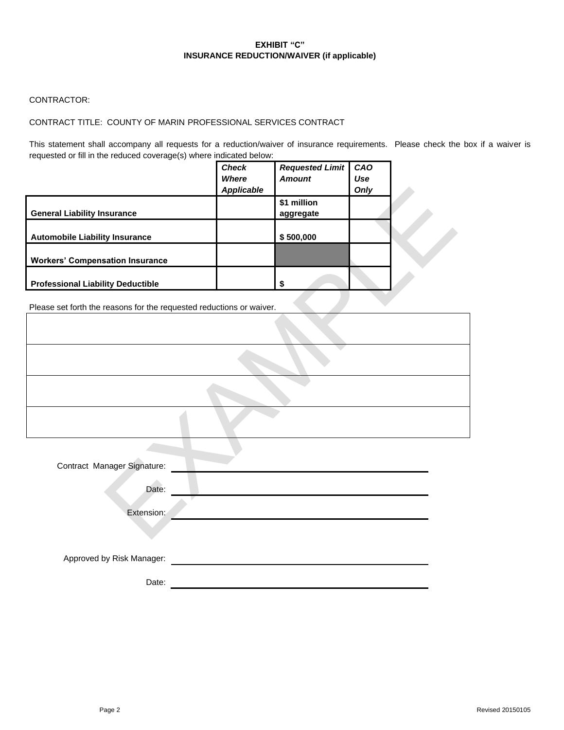**EXHIBIT "C"**
**INSURANCE REDUCTION/WAIVER (if applicable)**

CONTRACTOR:

CONTRACT TITLE: COUNTY OF MARIN PROFESSIONAL SERVICES CONTRACT

This statement shall accompany all requests for a reduction/waiver of insurance requirements. Please check the box if a waiver is requested or fill in the reduced coverage(s) where indicated below:

| | ***Check Where Applicable*** | ***Requested Limit Amount*** | ***CAO Use Only*** |
|---|---|---|---|
| **General Liability Insurance** | | **$1 million aggregate** | |
| **Automobile Liability Insurance** | | **$ 500,000** | |
| **Workers' Compensation Insurance** | | | |
| **Professional Liability Deductible** | | **$** | |

Please set forth the reasons for the requested reductions or waiver.

| |
|---|
| |
| |
| |
| |

Contract Manager Signature: ______________________

Date: ______________________

Extension: ______________________

Approved by Risk Manager: ______________________

Date: ______________________

EXAMPLE

Revised 20150105